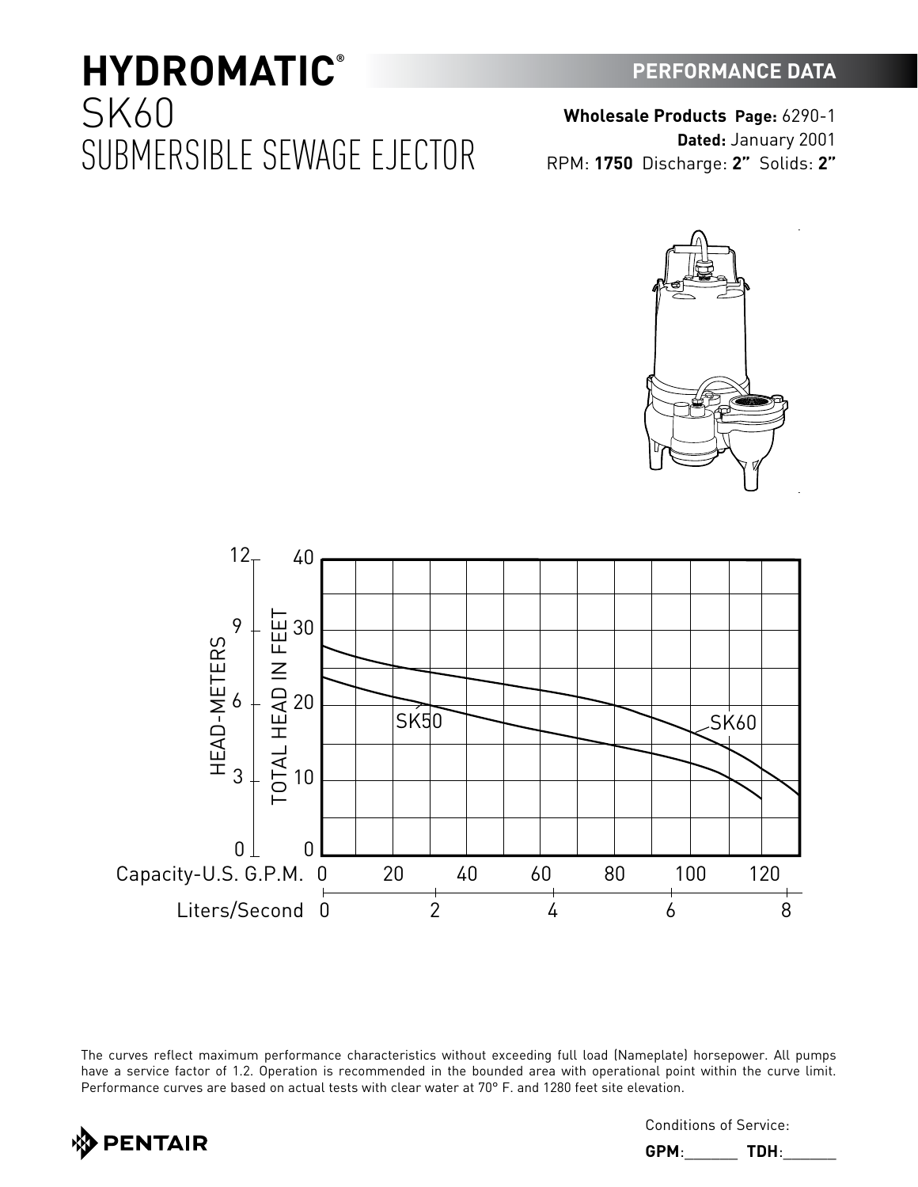# HYDROMATIC®

## SK60
## SUBMERSIBLE SEWAGE EJECTOR

**PERFORMANCE DATA**

**Wholesale Products** **Page:** 6290-1
**Dated:** January 2001
RPM: **1750** Discharge: **2”** Solids: **2”**

The curves reflect maximum performance characteristics without exceeding full load (Nameplate) horsepower. All pumps have a service factor of 1.2. Operation is recommended in the bounded area with operational point within the curve limit. Performance curves are based on actual tests with clear water at 70° F. and 1280 feet site elevation.

Conditions of Service:

**GPM**:_______ **TDH**:_______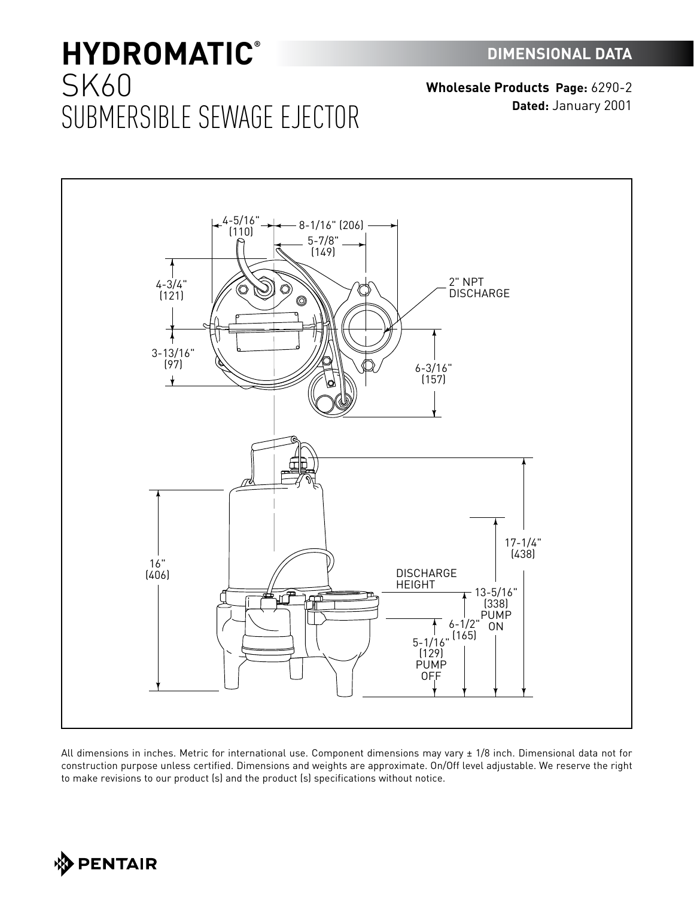# HYDROMATIC®

# SK60
# SUBMERSIBLE SEWAGE EJECTOR

**DIMENSIONAL DATA**

**Wholesale Products Page:** 6290-2
**Dated:** January 2001

4-5/16" (110)
8-1/16" (206)
5-7/8" (149)
4-3/4" (121)
3-13/16" (97)
2" NPT DISCHARGE
6-3/16" (157)
16" (406)
17-1/4" (438)
DISCHARGE HEIGHT
13-5/16" (338) PUMP ON
6-1/2" (165)
5-1/16" (129) PUMP OFF

All dimensions in inches. Metric for international use. Component dimensions may vary ± 1/8 inch. Dimensional data not for construction purpose unless certified. Dimensions and weights are approximate. On/Off level adjustable. We reserve the right to make revisions to our product (s) and the product (s) specifications without notice.

PENTAIR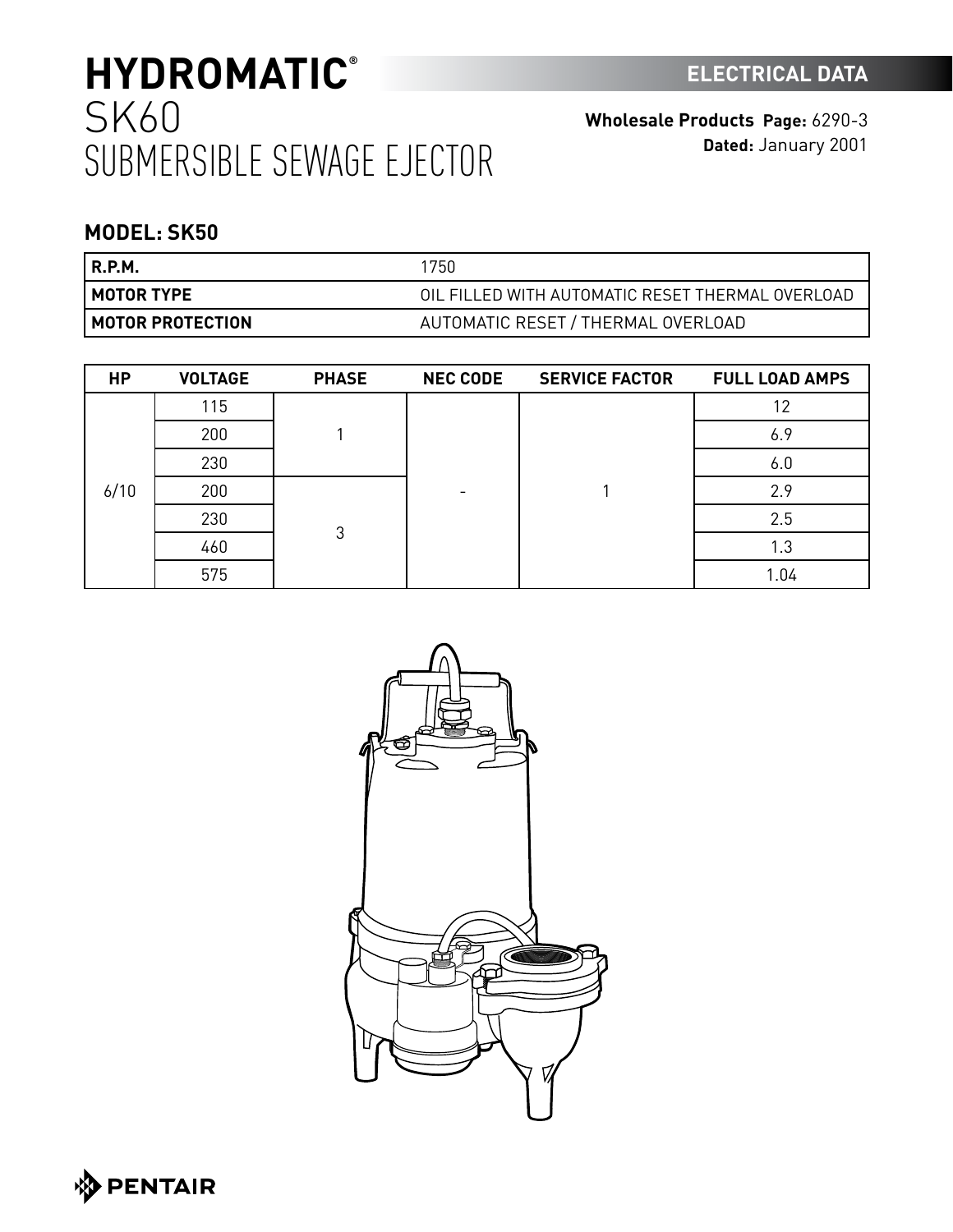# HYDROMATIC® SK60 SUBMERSIBLE SEWAGE EJECTOR

**ELECTRICAL DATA**

**Wholesale Products Page:** 6290-3
**Dated:** January 2001

## MODEL: SK50

| | |
|---|---|
| **R.P.M.** | 1750 |
| **MOTOR TYPE** | OIL FILLED WITH AUTOMATIC RESET THERMAL OVERLOAD |
| **MOTOR PROTECTION** | AUTOMATIC RESET / THERMAL OVERLOAD |

| HP | VOLTAGE | PHASE | NEC CODE | SERVICE FACTOR | FULL LOAD AMPS |
|---|---|---|---|---|---|
| 6/10 | 115 | 1 | - | 1 | 12 |
| | 200 | | | | 6.9 |
| | 230 | | | | 6.0 |
| | 200 | 3 | | | 2.9 |
| | 230 | | | | 2.5 |
| | 460 | | | | 1.3 |
| | 575 | | | | 1.04 |

PENTAIR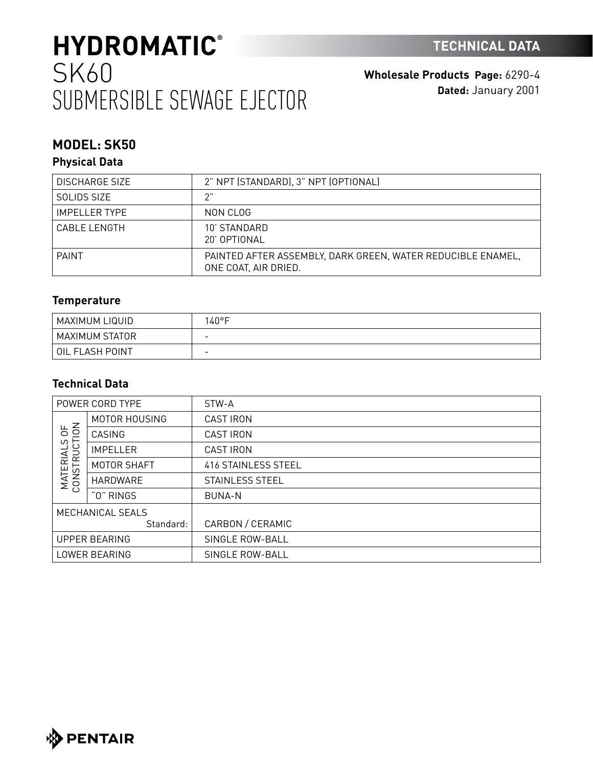# HYDROMATIC®
# SK60
# SUBMERSIBLE SEWAGE EJECTOR

**TECHNICAL DATA**

**Wholesale Products Page:** 6290-4
**Dated:** January 2001

## MODEL: SK50

### Physical Data

| DISCHARGE SIZE | 2" NPT (STANDARD), 3" NPT (OPTIONAL) |
|---|---|
| SOLIDS SIZE | 2" |
| IMPELLER TYPE | NON CLOG |
| CABLE LENGTH | 10' STANDARD<br>20' OPTIONAL |
| PAINT | PAINTED AFTER ASSEMBLY, DARK GREEN, WATER REDUCIBLE ENAMEL, ONE COAT, AIR DRIED. |

### Temperature

| MAXIMUM LIQUID | 140°F |
|---|---|
| MAXIMUM STATOR | - |
| OIL FLASH POINT | - |

### Technical Data

| POWER CORD TYPE | | STW-A |
|---|---|---|
| MATERIALS OF CONSTRUCTION | MOTOR HOUSING | CAST IRON |
| | CASING | CAST IRON |
| | IMPELLER | CAST IRON |
| | MOTOR SHAFT | 416 STAINLESS STEEL |
| | HARDWARE | STAINLESS STEEL |
| | "O" RINGS | BUNA-N |
| MECHANICAL SEALS Standard: | | CARBON / CERAMIC |
| UPPER BEARING | | SINGLE ROW-BALL |
| LOWER BEARING | | SINGLE ROW-BALL |

PENTAIR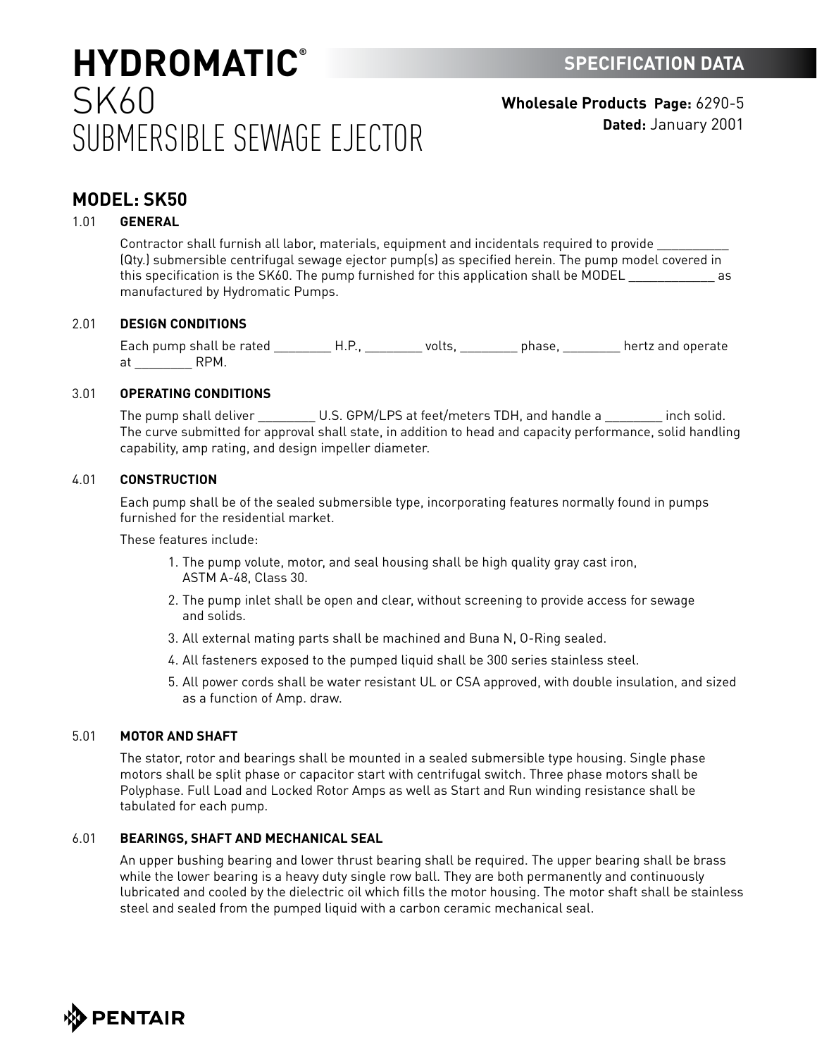# HYDROMATIC®

# SK60 SUBMERSIBLE SEWAGE EJECTOR

**SPECIFICATION DATA**

**Wholesale Products Page:** 6290-5
**Dated:** January 2001

## MODEL: SK50

### 1.01 GENERAL

Contractor shall furnish all labor, materials, equipment and incidentals required to provide __________ (Qty.) submersible centrifugal sewage ejector pump(s) as specified herein. The pump model covered in this specification is the SK60. The pump furnished for this application shall be MODEL ____________ as manufactured by Hydromatic Pumps.

### 2.01 DESIGN CONDITIONS

Each pump shall be rated ________ H.P., ________ volts, ________ phase, ________ hertz and operate at ________ RPM.

### 3.01 OPERATING CONDITIONS

The pump shall deliver ________ U.S. GPM/LPS at feet/meters TDH, and handle a ________ inch solid. The curve submitted for approval shall state, in addition to head and capacity performance, solid handling capability, amp rating, and design impeller diameter.

### 4.01 CONSTRUCTION

Each pump shall be of the sealed submersible type, incorporating features normally found in pumps furnished for the residential market.

These features include:

1. The pump volute, motor, and seal housing shall be high quality gray cast iron, ASTM A-48, Class 30.
2. The pump inlet shall be open and clear, without screening to provide access for sewage and solids.
3. All external mating parts shall be machined and Buna N, O-Ring sealed.
4. All fasteners exposed to the pumped liquid shall be 300 series stainless steel.
5. All power cords shall be water resistant UL or CSA approved, with double insulation, and sized as a function of Amp. draw.

### 5.01 MOTOR AND SHAFT

The stator, rotor and bearings shall be mounted in a sealed submersible type housing. Single phase motors shall be split phase or capacitor start with centrifugal switch. Three phase motors shall be Polyphase. Full Load and Locked Rotor Amps as well as Start and Run winding resistance shall be tabulated for each pump.

### 6.01 BEARINGS, SHAFT AND MECHANICAL SEAL

An upper bushing bearing and lower thrust bearing shall be required. The upper bearing shall be brass while the lower bearing is a heavy duty single row ball. They are both permanently and continuously lubricated and cooled by the dielectric oil which fills the motor housing. The motor shaft shall be stainless steel and sealed from the pumped liquid with a carbon ceramic mechanical seal.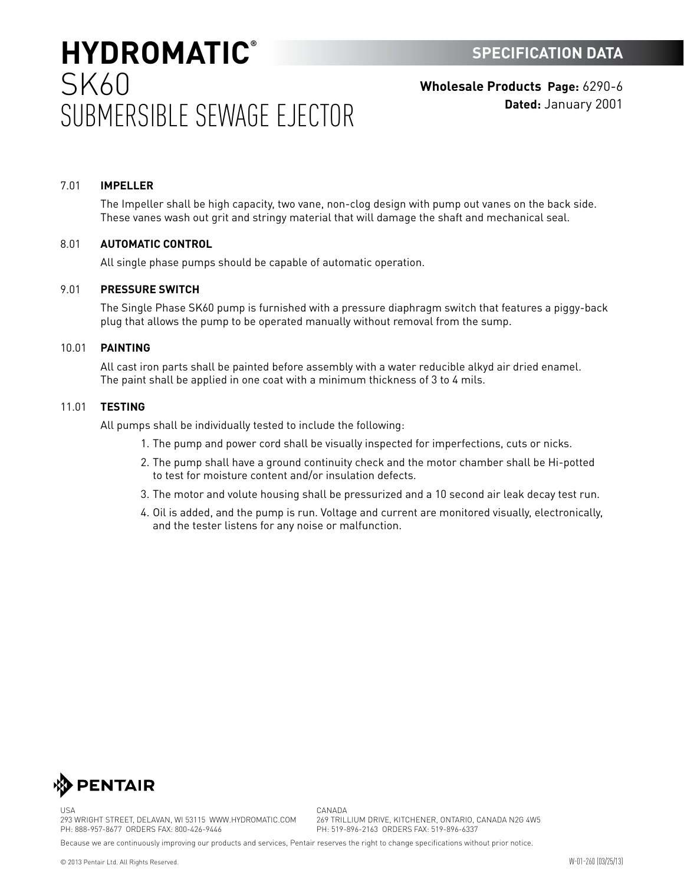### 7.01 IMPELLER

The Impeller shall be high capacity, two vane, non-clog design with pump out vanes on the back side. These vanes wash out grit and stringy material that will damage the shaft and mechanical seal.

### 8.01 AUTOMATIC CONTROL

All single phase pumps should be capable of automatic operation.

### 9.01 PRESSURE SWITCH

The Single Phase SK60 pump is furnished with a pressure diaphragm switch that features a piggy-back plug that allows the pump to be operated manually without removal from the sump.

### 10.01 PAINTING

All cast iron parts shall be painted before assembly with a water reducible alkyd air dried enamel. The paint shall be applied in one coat with a minimum thickness of 3 to 4 mils.

### 11.01 TESTING

All pumps shall be individually tested to include the following:

1. The pump and power cord shall be visually inspected for imperfections, cuts or nicks.
2. The pump shall have a ground continuity check and the motor chamber shall be Hi-potted to test for moisture content and/or insulation defects.
3. The motor and volute housing shall be pressurized and a 10 second air leak decay test run.
4. Oil is added, and the pump is run. Voltage and current are monitored visually, electronically, and the tester listens for any noise or malfunction.

PENTAIR

USA
293 WRIGHT STREET, DELAVAN, WI 53115 WWW.HYDROMATIC.COM
PH: 888-957-8677 ORDERS FAX: 800-426-9446

CANADA
269 TRILLIUM DRIVE, KITCHENER, ONTARIO, CANADA N2G 4W5
PH: 519-896-2163 ORDERS FAX: 519-896-6337

Because we are continuously improving our products and services, Pentair reserves the right to change specifications without prior notice.

© 2013 Pentair Ltd. All Rights Reserved.

W-01-260 (03/25/13)